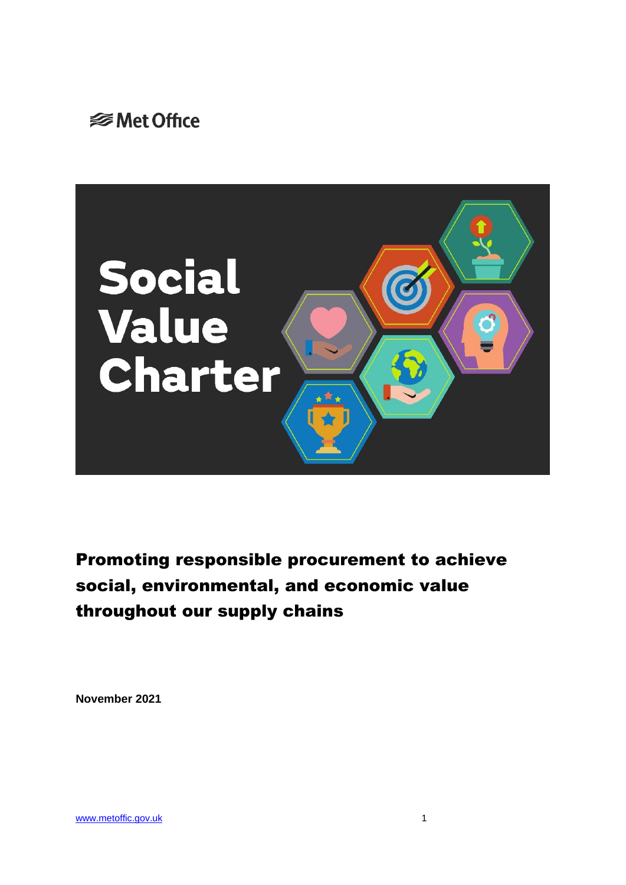Met Office

# Social Value Charter

## Promoting responsible procurement to achieve social, environmental, and economic value throughout our supply chains

**November 2021**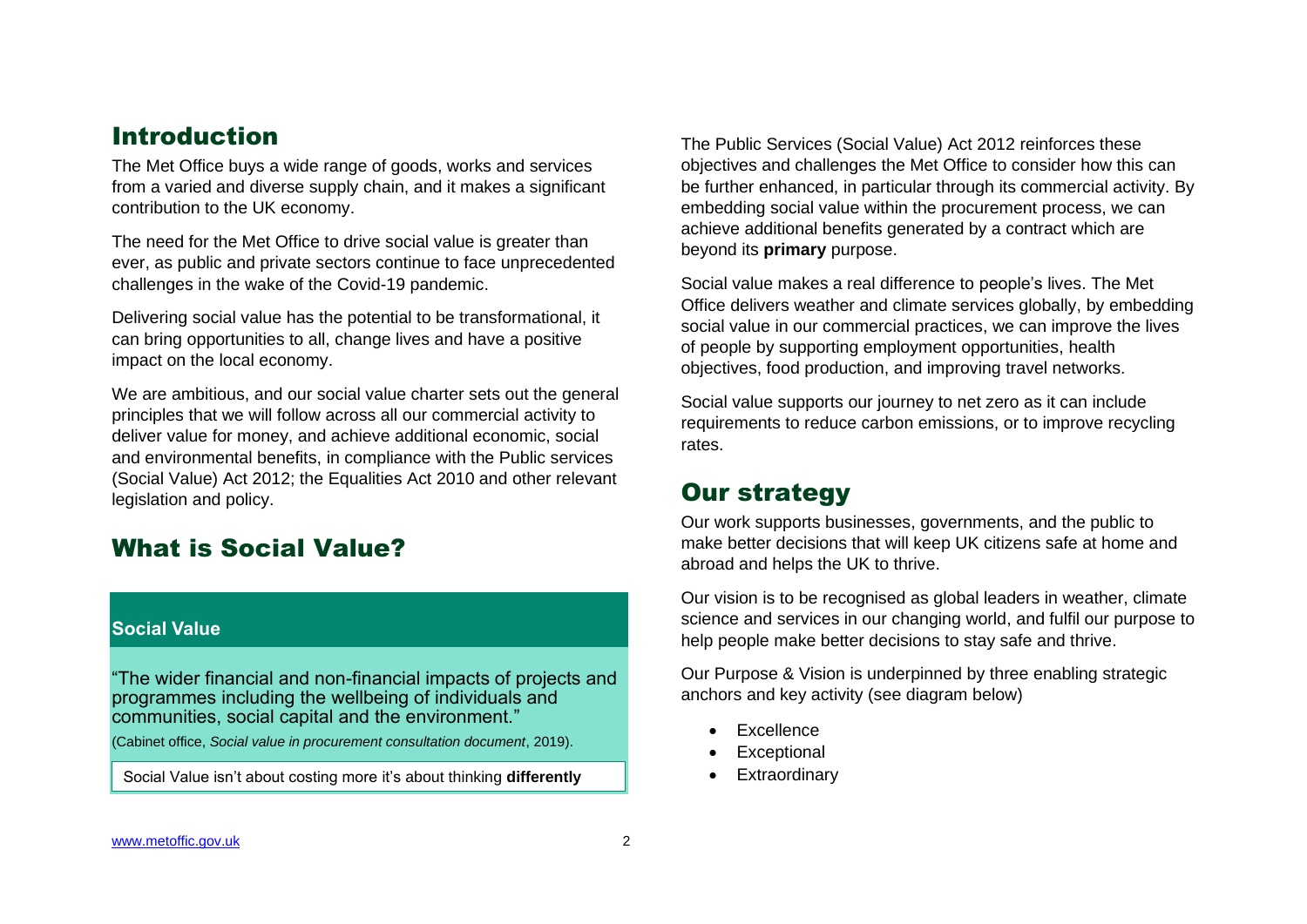## Introduction

The Met Office buys a wide range of goods, works and services from a varied and diverse supply chain, and it makes a significant contribution to the UK economy.

The need for the Met Office to drive social value is greater than ever, as public and private sectors continue to face unprecedented challenges in the wake of the Covid-19 pandemic.

Delivering social value has the potential to be transformational, it can bring opportunities to all, change lives and have a positive impact on the local economy.

We are ambitious, and our social value charter sets out the general principles that we will follow across all our commercial activity to deliver value for money, and achieve additional economic, social and environmental benefits, in compliance with the Public services (Social Value) Act 2012; the Equalities Act 2010 and other relevant legislation and policy.

## What is Social Value?

**Social Value**

"The wider financial and non-financial impacts of projects and programmes including the wellbeing of individuals and communities, social capital and the environment."

(Cabinet office, *Social value in procurement consultation document*, 2019).

Social Value isn't about costing more it's about thinking **differently**

The Public Services (Social Value) Act 2012 reinforces these objectives and challenges the Met Office to consider how this can be further enhanced, in particular through its commercial activity. By embedding social value within the procurement process, we can achieve additional benefits generated by a contract which are beyond its **primary** purpose.

Social value makes a real difference to people's lives. The Met Office delivers weather and climate services globally, by embedding social value in our commercial practices, we can improve the lives of people by supporting employment opportunities, health objectives, food production, and improving travel networks.

Social value supports our journey to net zero as it can include requirements to reduce carbon emissions, or to improve recycling rates.

## Our strategy

Our work supports businesses, governments, and the public to make better decisions that will keep UK citizens safe at home and abroad and helps the UK to thrive.

Our vision is to be recognised as global leaders in weather, climate science and services in our changing world, and fulfil our purpose to help people make better decisions to stay safe and thrive.

Our Purpose & Vision is underpinned by three enabling strategic anchors and key activity (see diagram below)

- Excellence
- Exceptional
- Extraordinary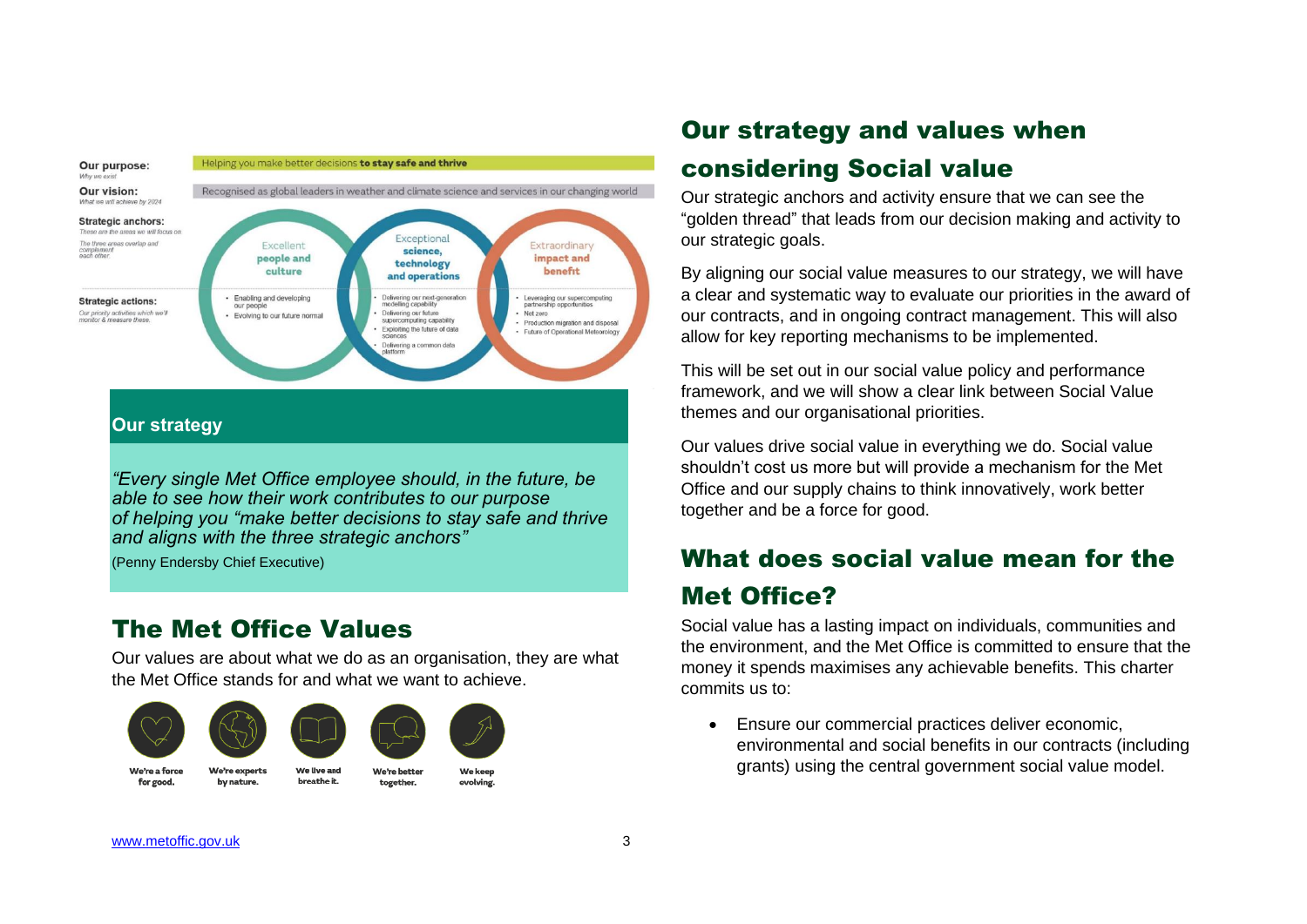**Our purpose:** Helping you make better decisions **to stay safe and thrive**
*Why we exist*

**Our vision:** Recognised as global leaders in weather and climate science and services in our changing world
*What we will achieve by 2024*

**Strategic anchors:**
*These are the areas we will focus on*
*The three areas overlap and complement each other*

- Excellent **people and culture**
- Exceptional **science, technology and operations**
- Extraordinary **impact and benefit**

**Strategic actions:**
*Our priority activities which we'll monitor & measure these.*

| Excellent people and culture | Exceptional science, technology and operations | Extraordinary impact and benefit |
| --- | --- | --- |
| • Enabling and developing our people<br>• Evolving to our future normal | • Delivering our next-generation modelling capability<br>• Delivering our future supercomputing capability<br>• Exploiting the future of data sciences<br>• Delivering a common data platform | • Leveraging our supercomputing partnership opportunities<br>• Net zero<br>• Production migration and disposal<br>• Future of Operational Meteorology |

**Our strategy**

*"Every single Met Office employee should, in the future, be able to see how their work contributes to our purpose of helping you "make better decisions to stay safe and thrive and aligns with the three strategic anchors"*

(Penny Endersby Chief Executive)

## The Met Office Values

Our values are about what we do as an organisation, they are what the Met Office stands for and what we want to achieve.

We're a force for good. We're experts by nature. We live and breathe it. We're better together. We keep evolving.

## Our strategy and values when considering Social value

Our strategic anchors and activity ensure that we can see the "golden thread" that leads from our decision making and activity to our strategic goals.

By aligning our social value measures to our strategy, we will have a clear and systematic way to evaluate our priorities in the award of our contracts, and in ongoing contract management. This will also allow for key reporting mechanisms to be implemented.

This will be set out in our social value policy and performance framework, and we will show a clear link between Social Value themes and our organisational priorities.

Our values drive social value in everything we do. Social value shouldn't cost us more but will provide a mechanism for the Met Office and our supply chains to think innovatively, work better together and be a force for good.

## What does social value mean for the Met Office?

Social value has a lasting impact on individuals, communities and the environment, and the Met Office is committed to ensure that the money it spends maximises any achievable benefits. This charter commits us to:

- Ensure our commercial practices deliver economic, environmental and social benefits in our contracts (including grants) using the central government social value model.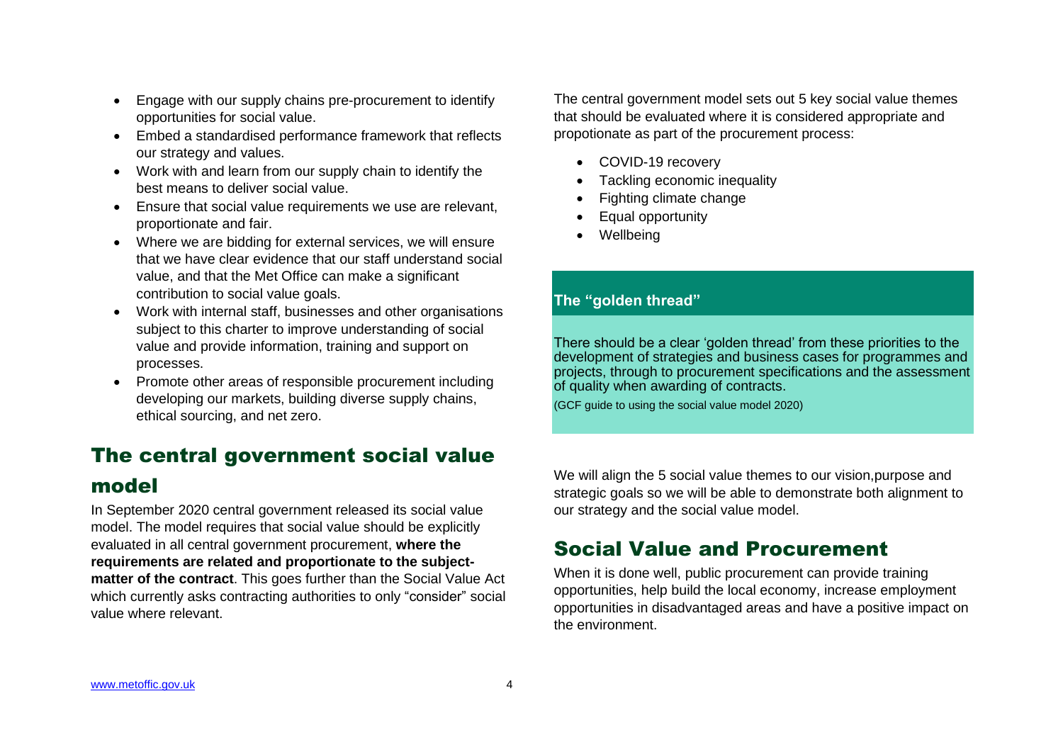- Engage with our supply chains pre-procurement to identify opportunities for social value.
- Embed a standardised performance framework that reflects our strategy and values.
- Work with and learn from our supply chain to identify the best means to deliver social value.
- Ensure that social value requirements we use are relevant, proportionate and fair.
- Where we are bidding for external services, we will ensure that we have clear evidence that our staff understand social value, and that the Met Office can make a significant contribution to social value goals.
- Work with internal staff, businesses and other organisations subject to this charter to improve understanding of social value and provide information, training and support on processes.
- Promote other areas of responsible procurement including developing our markets, building diverse supply chains, ethical sourcing, and net zero.

## The central government social value model

In September 2020 central government released its social value model. The model requires that social value should be explicitly evaluated in all central government procurement, **where the requirements are related and proportionate to the subject-matter of the contract**. This goes further than the Social Value Act which currently asks contracting authorities to only "consider" social value where relevant.

The central government model sets out 5 key social value themes that should be evaluated where it is considered appropriate and propotionate as part of the procurement process:

- COVID-19 recovery
- Tackling economic inequality
- Fighting climate change
- Equal opportunity
- Wellbeing

**The "golden thread"**

There should be a clear 'golden thread' from these priorities to the development of strategies and business cases for programmes and projects, through to procurement specifications and the assessment of quality when awarding of contracts.

(GCF guide to using the social value model 2020)

We will align the 5 social value themes to our vision,purpose and strategic goals so we will be able to demonstrate both alignment to our strategy and the social value model.

## Social Value and Procurement

When it is done well, public procurement can provide training opportunities, help build the local economy, increase employment opportunities in disadvantaged areas and have a positive impact on the environment.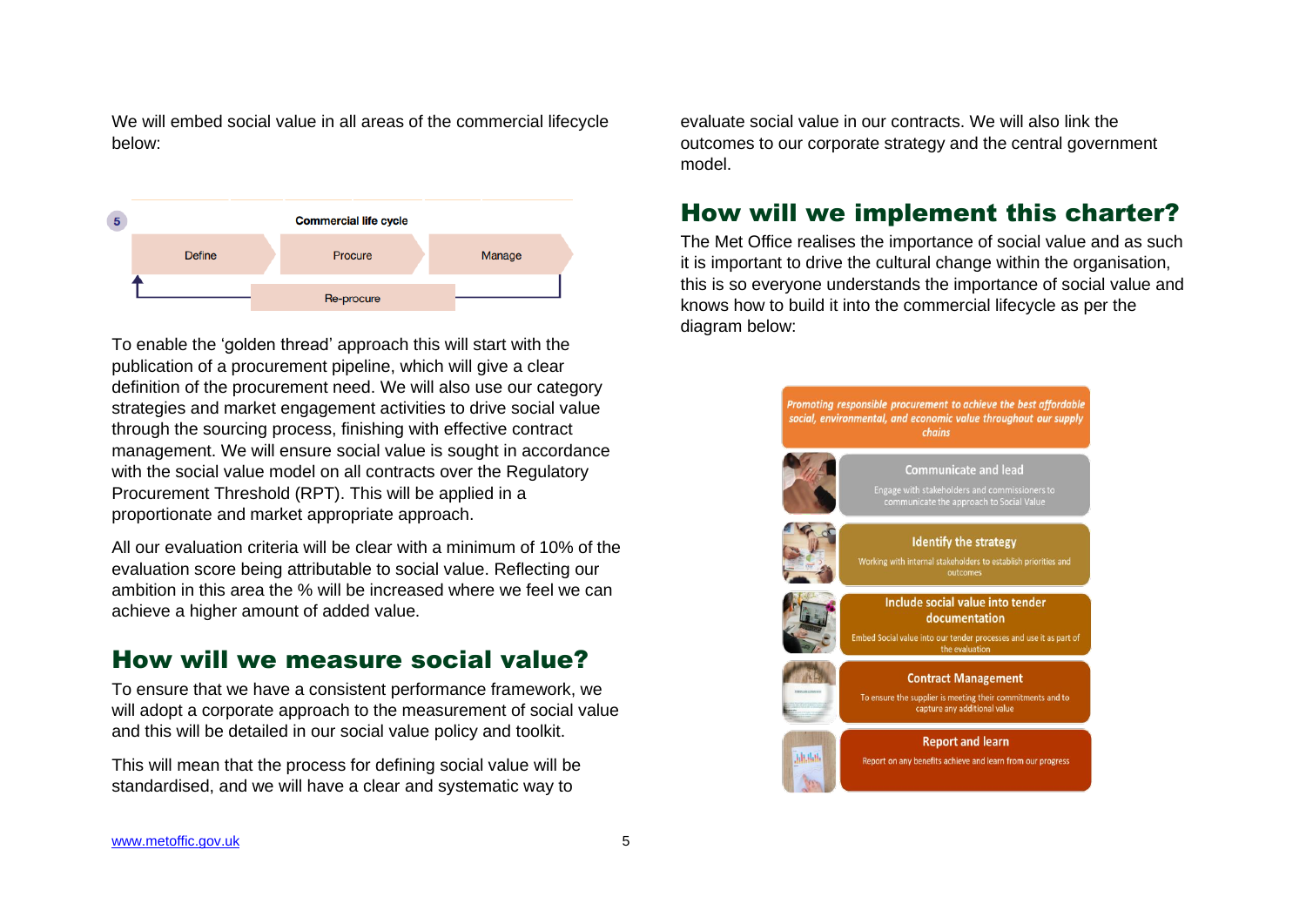We will embed social value in all areas of the commercial lifecycle below:

5 **Commercial life cycle**

Define → Procure → Manage

Re-procure

To enable the 'golden thread' approach this will start with the publication of a procurement pipeline, which will give a clear definition of the procurement need. We will also use our category strategies and market engagement activities to drive social value through the sourcing process, finishing with effective contract management. We will ensure social value is sought in accordance with the social value model on all contracts over the Regulatory Procurement Threshold (RPT). This will be applied in a proportionate and market appropriate approach.

All our evaluation criteria will be clear with a minimum of 10% of the evaluation score being attributable to social value. Reflecting our ambition in this area the % will be increased where we feel we can achieve a higher amount of added value.

## How will we measure social value?

To ensure that we have a consistent performance framework, we will adopt a corporate approach to the measurement of social value and this will be detailed in our social value policy and toolkit.

This will mean that the process for defining social value will be standardised, and we will have a clear and systematic way to evaluate social value in our contracts. We will also link the outcomes to our corporate strategy and the central government model.

## How will we implement this charter?

The Met Office realises the importance of social value and as such it is important to drive the cultural change within the organisation, this is so everyone understands the importance of social value and knows how to build it into the commercial lifecycle as per the diagram below:

*Promoting responsible procurement to achieve the best affordable social, environmental, and economic value throughout our supply chains*

**Communicate and lead**
Engage with stakeholders and commissioners to communicate the approach to Social Value

**Identify the strategy**
Working with internal stakeholders to establish priorities and outcomes

**Include social value into tender documentation**
Embed Social value into our tender processes and use it as part of the evaluation

**Contract Management**
To ensure the supplier is meeting their commitments and to capture any additional value

**Report and learn**
Report on any benefits achieve and learn from our progress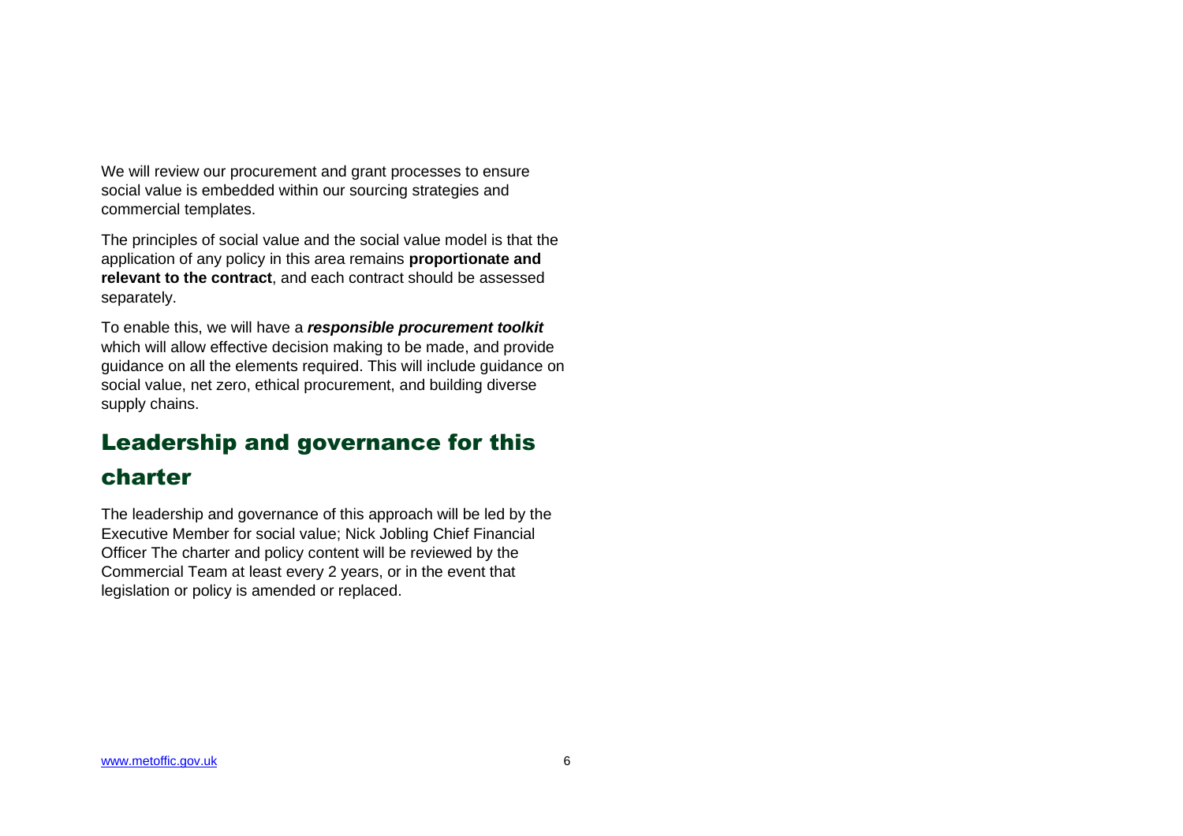We will review our procurement and grant processes to ensure social value is embedded within our sourcing strategies and commercial templates.

The principles of social value and the social value model is that the application of any policy in this area remains **proportionate and relevant to the contract**, and each contract should be assessed separately.

To enable this, we will have a ***responsible procurement toolkit*** which will allow effective decision making to be made, and provide guidance on all the elements required. This will include guidance on social value, net zero, ethical procurement, and building diverse supply chains.

## Leadership and governance for this charter

The leadership and governance of this approach will be led by the Executive Member for social value; Nick Jobling Chief Financial Officer The charter and policy content will be reviewed by the Commercial Team at least every 2 years, or in the event that legislation or policy is amended or replaced.